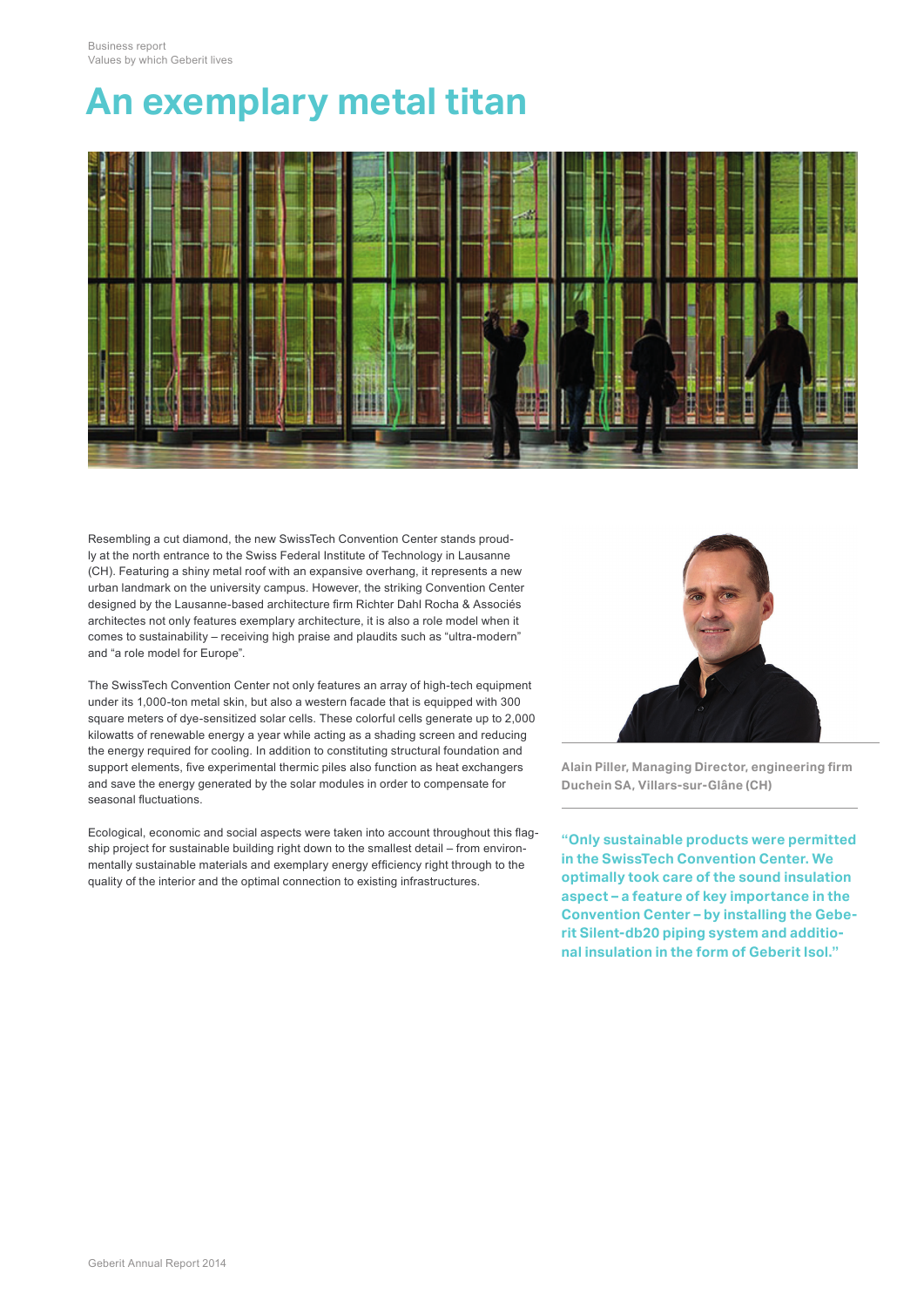# An exemplary metal titan

Resembling a cut diamond, the new SwissTech Convention Center stands proudly at the north entrance to the Swiss Federal Institute of Technology in Lausanne (CH). Featuring a shiny metal roof with an expansive overhang, it represents a new urban landmark on the university campus. However, the striking Convention Center designed by the Lausanne-based architecture firm Richter Dahl Rocha & Associés architectes not only features exemplary architecture, it is also a role model when it comes to sustainability – receiving high praise and plaudits such as "ultra-modern" and "a role model for Europe".

The SwissTech Convention Center not only features an array of high-tech equipment under its 1,000-ton metal skin, but also a western facade that is equipped with 300 square meters of dye-sensitized solar cells. These colorful cells generate up to 2,000 kilowatts of renewable energy a year while acting as a shading screen and reducing the energy required for cooling. In addition to constituting structural foundation and support elements, five experimental thermic piles also function as heat exchangers and save the energy generated by the solar modules in order to compensate for seasonal fluctuations.

Ecological, economic and social aspects were taken into account throughout this flagship project for sustainable building right down to the smallest detail – from environmentally sustainable materials and exemplary energy efficiency right through to the quality of the interior and the optimal connection to existing infrastructures.

Alain Piller, Managing Director, engineering firm Duchein SA, Villars-sur-Glâne (CH)

**"Only sustainable products were permitted in the SwissTech Convention Center. We optimally took care of the sound insulation aspect – a feature of key importance in the Convention Center – by installing the Geberit Silent-db20 piping system and additional insulation in the form of Geberit Isol."**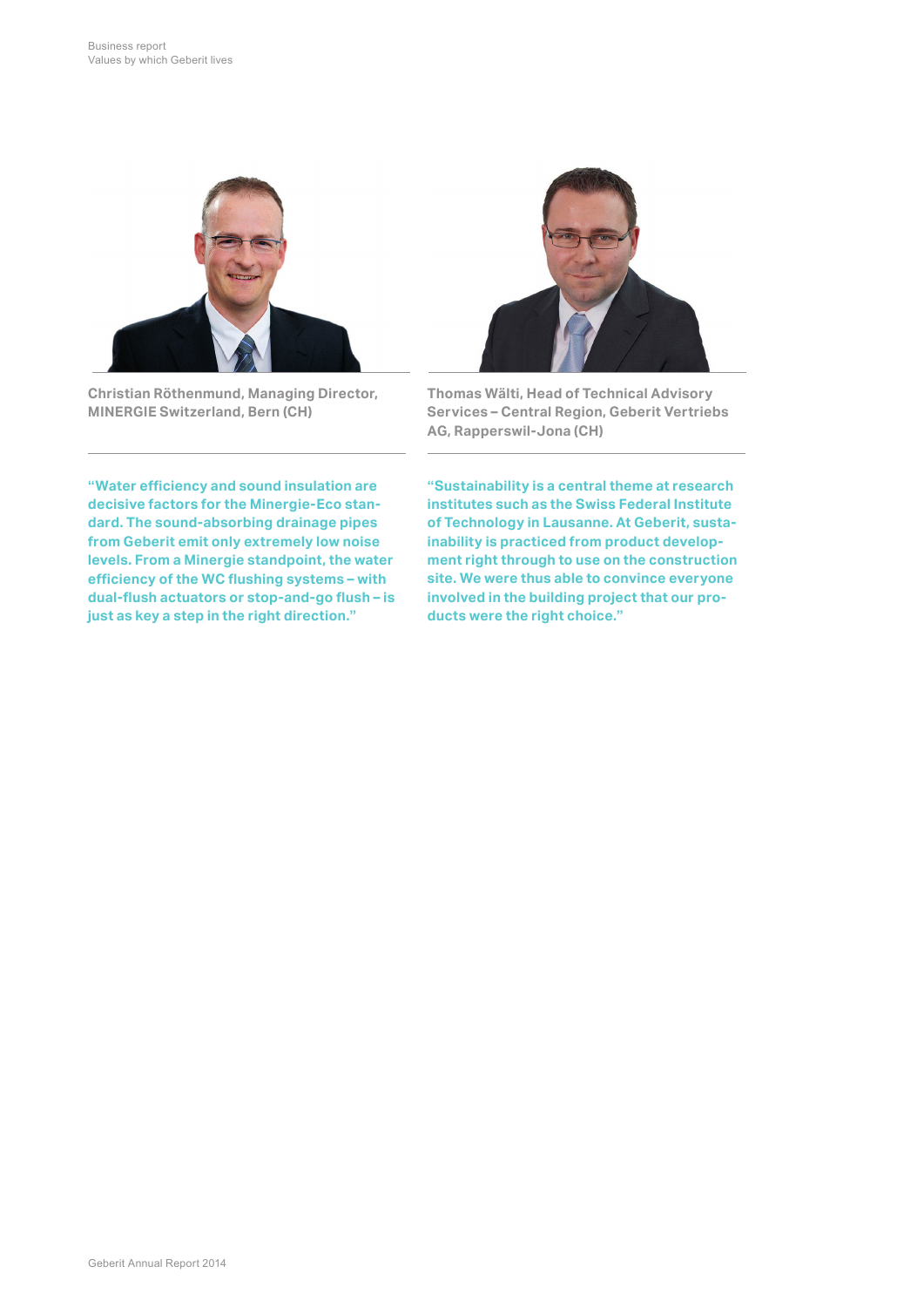**Christian Röthenmund, Managing Director, MINERGIE Switzerland, Bern (CH)**

**"Water efficiency and sound insulation are decisive factors for the Minergie-Eco standard. The sound-absorbing drainage pipes from Geberit emit only extremely low noise levels. From a Minergie standpoint, the water efficiency of the WC flushing systems – with dual-flush actuators or stop-and-go flush – is just as key a step in the right direction."**

**Thomas Wälti, Head of Technical Advisory Services – Central Region, Geberit Vertriebs AG, Rapperswil-Jona (CH)**

**"Sustainability is a central theme at research institutes such as the Swiss Federal Institute of Technology in Lausanne. At Geberit, sustainability is practiced from product development right through to use on the construction site. We were thus able to convince everyone involved in the building project that our products were the right choice."**